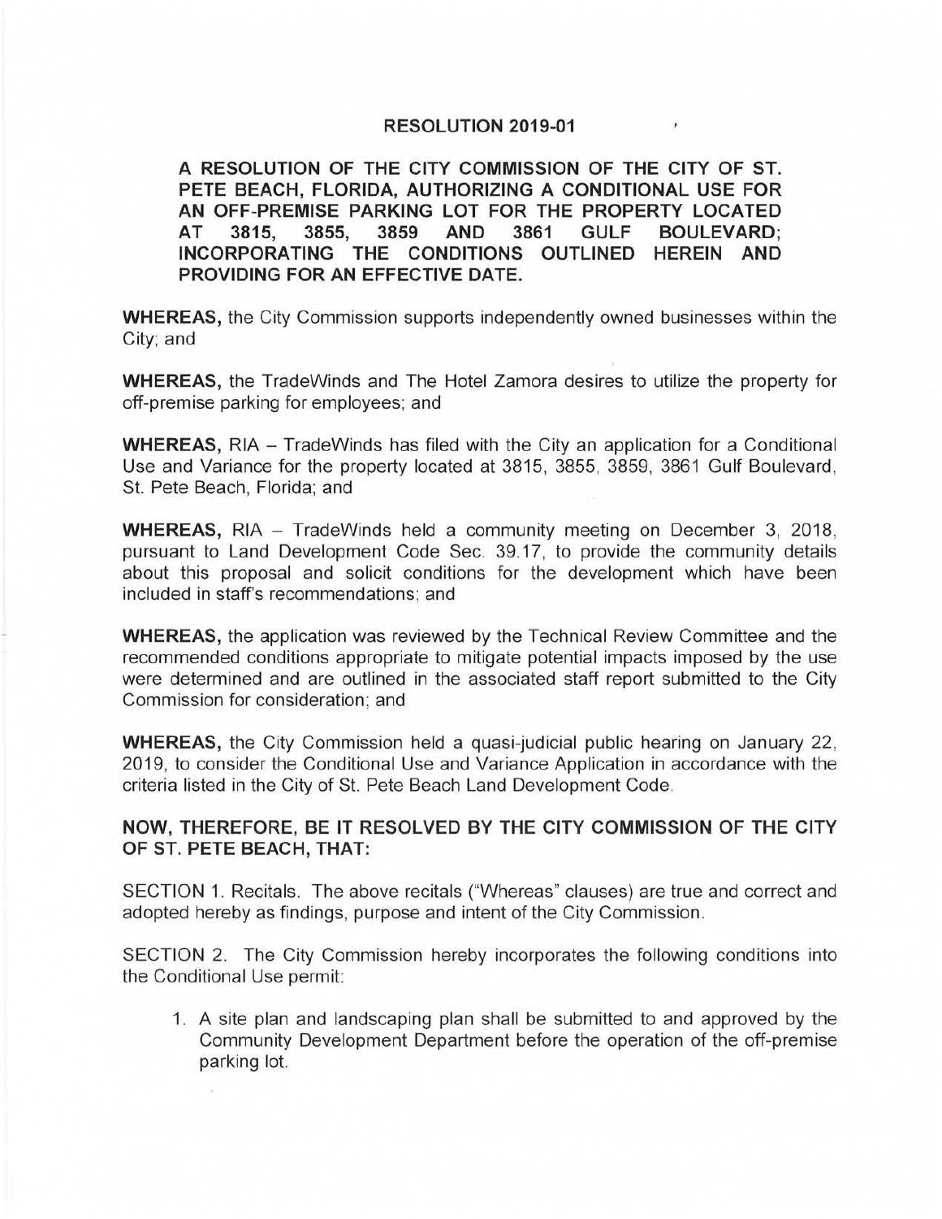# RESOLUTION 2019-01

**A RESOLUTION OF THE CITY COMMISSION OF THE CITY OF ST. PETE BEACH, FLORIDA, AUTHORIZING A CONDITIONAL USE FOR AN OFF-PREMISE PARKING LOT FOR THE PROPERTY LOCATED AT 3815, 3855, 3859 AND 3861 GULF BOULEVARD; INCORPORATING THE CONDITIONS OUTLINED HEREIN AND PROVIDING FOR AN EFFECTIVE DATE.**

**WHEREAS,** the City Commission supports independently owned businesses within the City; and

**WHEREAS,** the TradeWinds and The Hotel Zamora desires to utilize the property for off-premise parking for employees; and

**WHEREAS,** RIA – TradeWinds has filed with the City an application for a Conditional Use and Variance for the property located at 3815, 3855, 3859, 3861 Gulf Boulevard, St. Pete Beach, Florida; and

**WHEREAS,** RIA – TradeWinds held a community meeting on December 3, 2018, pursuant to Land Development Code Sec. 39.17, to provide the community details about this proposal and solicit conditions for the development which have been included in staff's recommendations; and

**WHEREAS,** the application was reviewed by the Technical Review Committee and the recommended conditions appropriate to mitigate potential impacts imposed by the use were determined and are outlined in the associated staff report submitted to the City Commission for consideration; and

**WHEREAS,** the City Commission held a quasi-judicial public hearing on January 22, 2019, to consider the Conditional Use and Variance Application in accordance with the criteria listed in the City of St. Pete Beach Land Development Code.

**NOW, THEREFORE, BE IT RESOLVED BY THE CITY COMMISSION OF THE CITY OF ST. PETE BEACH, THAT:**

SECTION 1. Recitals. The above recitals ("Whereas" clauses) are true and correct and adopted hereby as findings, purpose and intent of the City Commission.

SECTION 2. The City Commission hereby incorporates the following conditions into the Conditional Use permit:

1. A site plan and landscaping plan shall be submitted to and approved by the Community Development Department before the operation of the off-premise parking lot.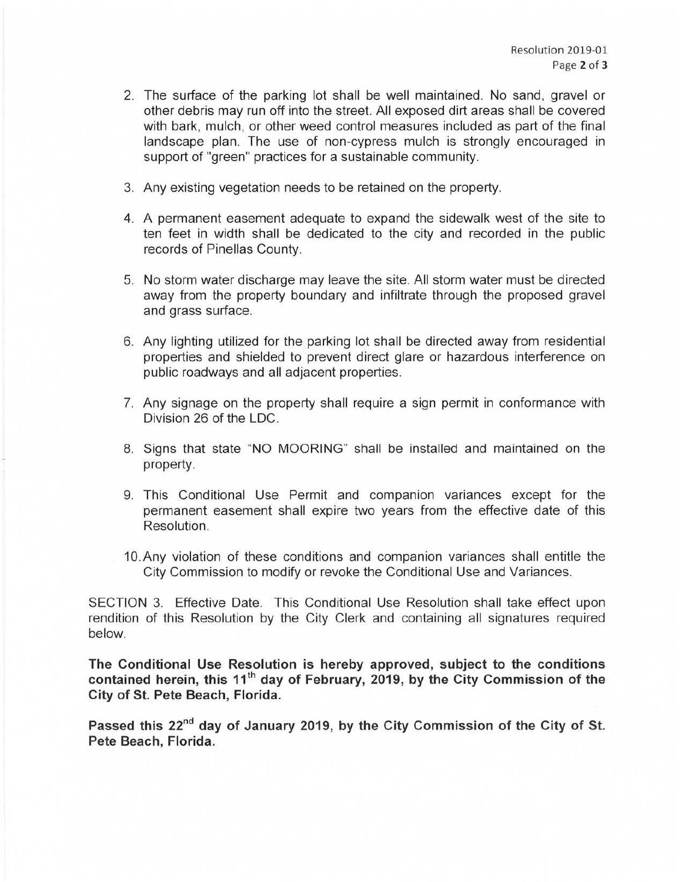2. The surface of the parking lot shall be well maintained. No sand, gravel or other debris may run off into the street. All exposed dirt areas shall be covered with bark, mulch, or other weed control measures included as part of the final landscape plan. The use of non-cypress mulch is strongly encouraged in support of "green" practices for a sustainable community.

3. Any existing vegetation needs to be retained on the property.

4. A permanent easement adequate to expand the sidewalk west of the site to ten feet in width shall be dedicated to the city and recorded in the public records of Pinellas County.

5. No storm water discharge may leave the site. All storm water must be directed away from the property boundary and infiltrate through the proposed gravel and grass surface.

6. Any lighting utilized for the parking lot shall be directed away from residential properties and shielded to prevent direct glare or hazardous interference on public roadways and all adjacent properties.

7. Any signage on the property shall require a sign permit in conformance with Division 26 of the LDC.

8. Signs that state "NO MOORING" shall be installed and maintained on the property.

9. This Conditional Use Permit and companion variances except for the permanent easement shall expire two years from the effective date of this Resolution.

10. Any violation of these conditions and companion variances shall entitle the City Commission to modify or revoke the Conditional Use and Variances.

SECTION 3. Effective Date. This Conditional Use Resolution shall take effect upon rendition of this Resolution by the City Clerk and containing all signatures required below.

**The Conditional Use Resolution is hereby approved, subject to the conditions contained herein, this 11th day of February, 2019, by the City Commission of the City of St. Pete Beach, Florida.**

**Passed this 22nd day of January 2019, by the City Commission of the City of St. Pete Beach, Florida.**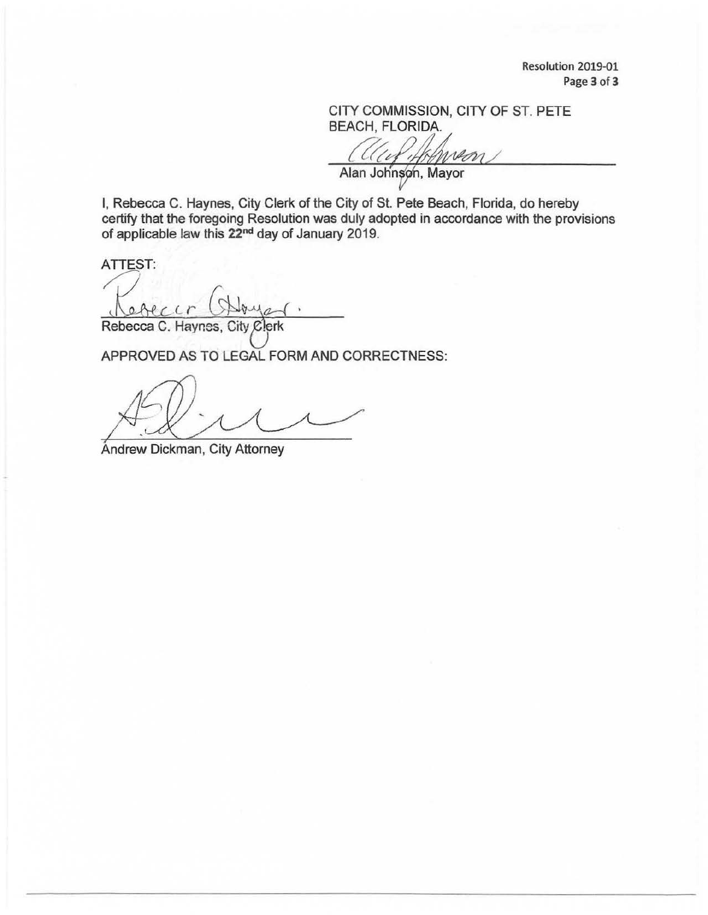CITY COMMISSION, CITY OF ST. PETE BEACH, FLORIDA.

Alan Johnson, Mayor

I, Rebecca C. Haynes, City Clerk of the City of St. Pete Beach, Florida, do hereby certify that the foregoing Resolution was duly adopted in accordance with the provisions of applicable law this 22nd day of January 2019.

ATTEST:

Rebecca C. Haynes, City Clerk

APPROVED AS TO LEGAL FORM AND CORRECTNESS:

Andrew Dickman, City Attorney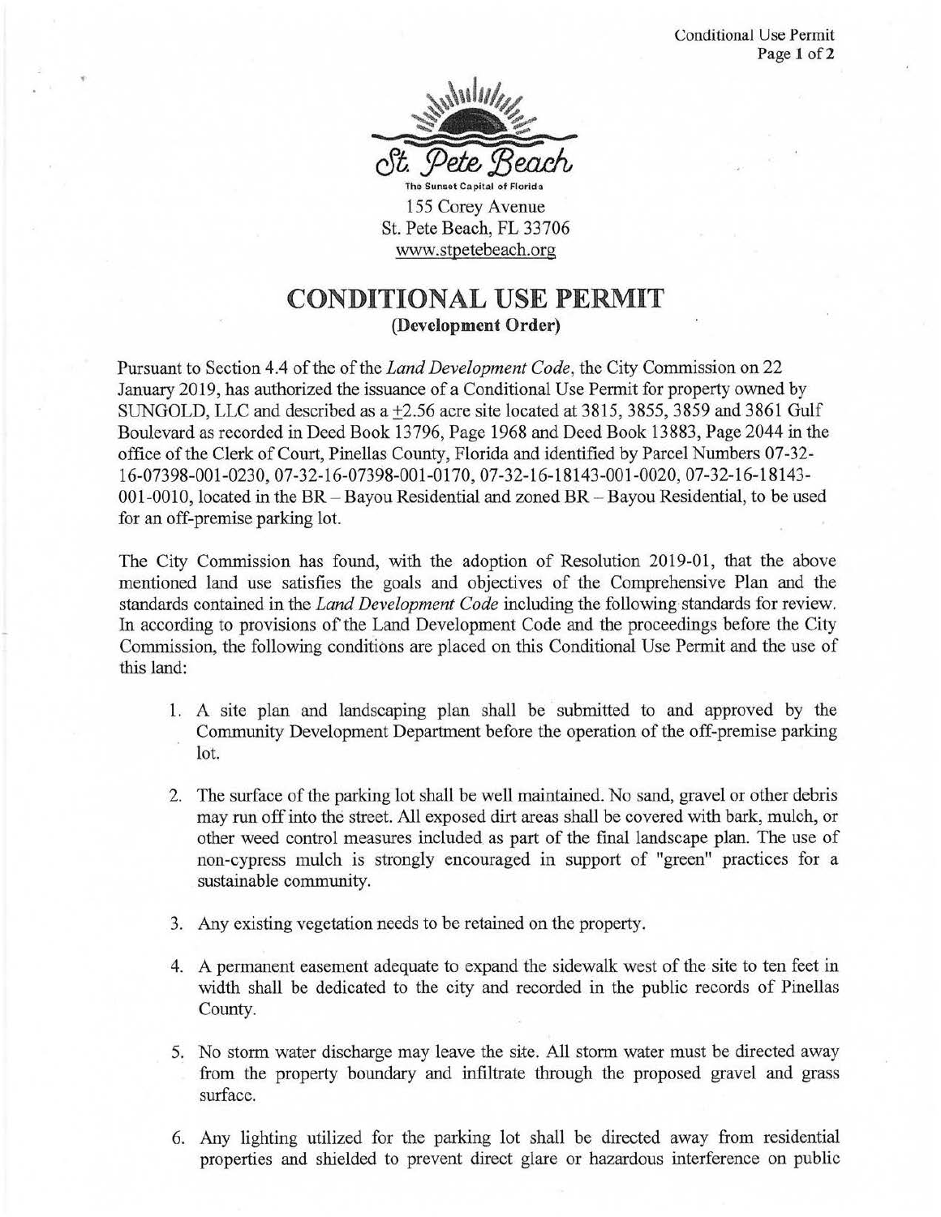St. Pete Beach

The Sunset Capital of Florida

155 Corey Avenue
St. Pete Beach, FL 33706
www.stpetebeach.org

# CONDITIONAL USE PERMIT

**(Development Order)**

Pursuant to Section 4.4 of the of the *Land Development Code*, the City Commission on 22 January 2019, has authorized the issuance of a Conditional Use Permit for property owned by SUNGOLD, LLC and described as a ±2.56 acre site located at 3815, 3855, 3859 and 3861 Gulf Boulevard as recorded in Deed Book 13796, Page 1968 and Deed Book 13883, Page 2044 in the office of the Clerk of Court, Pinellas County, Florida and identified by Parcel Numbers 07-32-16-07398-001-0230, 07-32-16-07398-001-0170, 07-32-16-18143-001-0020, 07-32-16-18143-001-0010, located in the BR – Bayou Residential and zoned BR – Bayou Residential, to be used for an off-premise parking lot.

The City Commission has found, with the adoption of Resolution 2019-01, that the above mentioned land use satisfies the goals and objectives of the Comprehensive Plan and the standards contained in the *Land Development Code* including the following standards for review. In according to provisions of the Land Development Code and the proceedings before the City Commission, the following conditions are placed on this Conditional Use Permit and the use of this land:

1. A site plan and landscaping plan shall be submitted to and approved by the Community Development Department before the operation of the off-premise parking lot.

2. The surface of the parking lot shall be well maintained. No sand, gravel or other debris may run off into the street. All exposed dirt areas shall be covered with bark, mulch, or other weed control measures included as part of the final landscape plan. The use of non-cypress mulch is strongly encouraged in support of "green" practices for a sustainable community.

3. Any existing vegetation needs to be retained on the property.

4. A permanent easement adequate to expand the sidewalk west of the site to ten feet in width shall be dedicated to the city and recorded in the public records of Pinellas County.

5. No storm water discharge may leave the site. All storm water must be directed away from the property boundary and infiltrate through the proposed gravel and grass surface.

6. Any lighting utilized for the parking lot shall be directed away from residential properties and shielded to prevent direct glare or hazardous interference on public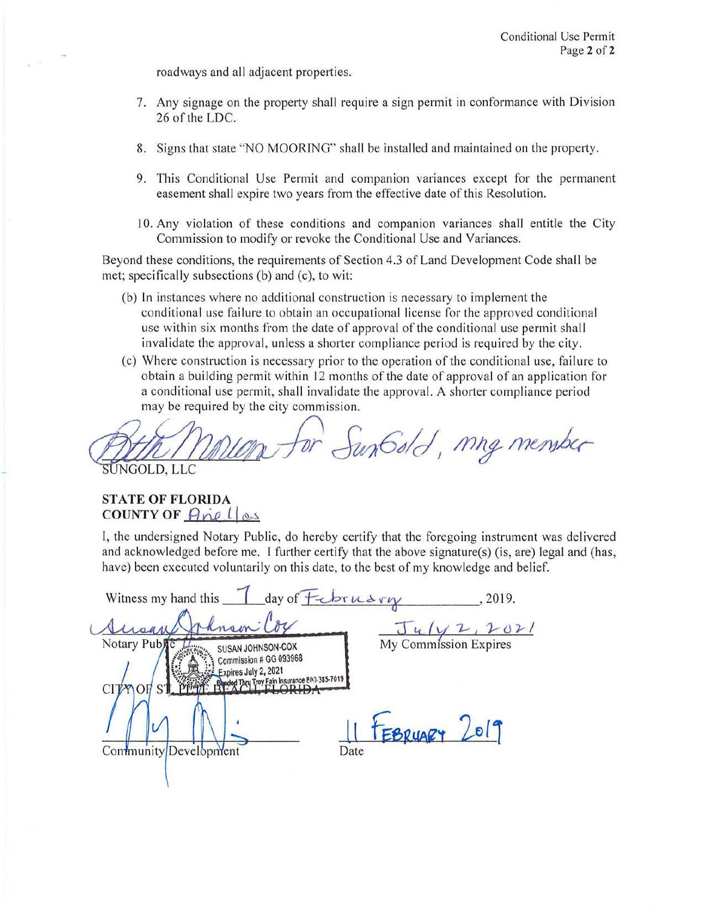roadways and all adjacent properties.

7. Any signage on the property shall require a sign permit in conformance with Division 26 of the LDC.

8. Signs that state "NO MOORING" shall be installed and maintained on the property.

9. This Conditional Use Permit and companion variances except for the permanent easement shall expire two years from the effective date of this Resolution.

10. Any violation of these conditions and companion variances shall entitle the City Commission to modify or revoke the Conditional Use and Variances.

Beyond these conditions, the requirements of Section 4.3 of Land Development Code shall be met; specifically subsections (b) and (c), to wit:

(b) In instances where no additional construction is necessary to implement the conditional use failure to obtain an occupational license for the approved conditional use within six months from the date of approval of the conditional use permit shall invalidate the approval, unless a shorter compliance period is required by the city.

(c) Where construction is necessary prior to the operation of the conditional use, failure to obtain a building permit within 12 months of the date of approval of an application for a conditional use permit, shall invalidate the approval. A shorter compliance period may be required by the city commission.

Beth Mason for SunGold, mng member

SUNGOLD, LLC

**STATE OF FLORIDA**
**COUNTY OF** Pinellas

I, the undersigned Notary Public, do hereby certify that the foregoing instrument was delivered and acknowledged before me. I further certify that the above signature(s) (is, are) legal and (has, have) been executed voluntarily on this date, to the best of my knowledge and belief.

Witness my hand this 7 day of February, 2019.

Susan Johnson-Cox
Notary Public

SUSAN JOHNSON-COX
Commission # GG 093968
Expires July 2, 2021
Bonded Thru Troy Fain Insurance 800-385-7019

July 2, 2021
My Commission Expires

CITY OF ST. PETE BEACH, FLORIDA

Community Development

11 FEBRUARY 2019
Date